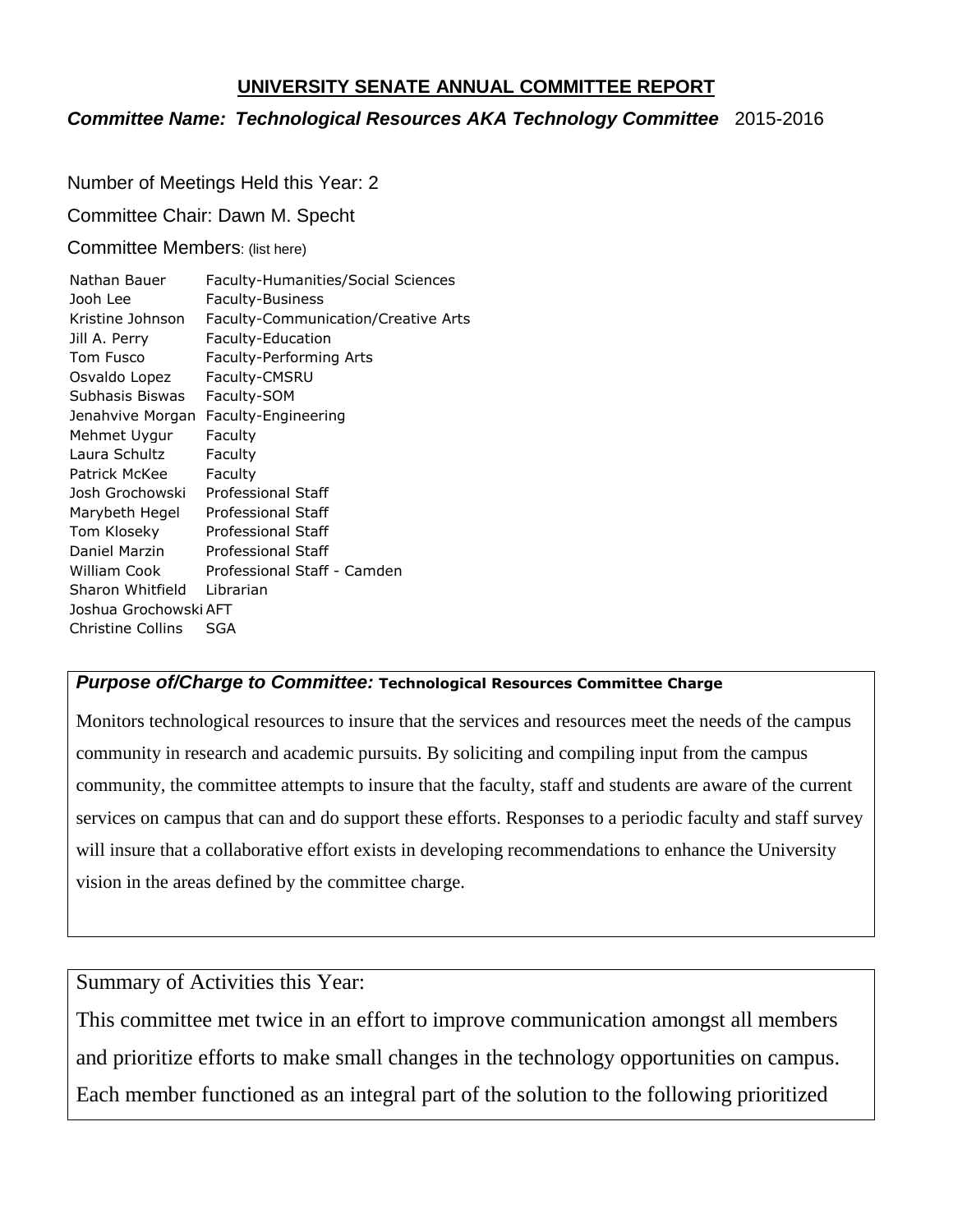# UNIVERSITY SENATE ANNUAL COMMITTEE REPORT

***Committee Name: Technological Resources AKA Technology Committee*** 2015-2016

Number of Meetings Held this Year: 2

Committee Chair: Dawn M. Specht

Committee Members: (list here)

| | |
|---|---|
| Nathan Bauer | Faculty-Humanities/Social Sciences |
| Jooh Lee | Faculty-Business |
| Kristine Johnson | Faculty-Communication/Creative Arts |
| Jill A. Perry | Faculty-Education |
| Tom Fusco | Faculty-Performing Arts |
| Osvaldo Lopez | Faculty-CMSRU |
| Subhasis Biswas | Faculty-SOM |
| Jenahvive Morgan | Faculty-Engineering |
| Mehmet Uygur | Faculty |
| Laura Schultz | Faculty |
| Patrick McKee | Faculty |
| Josh Grochowski | Professional Staff |
| Marybeth Hegel | Professional Staff |
| Tom Kloseky | Professional Staff |
| Daniel Marzin | Professional Staff |
| William Cook | Professional Staff - Camden |
| Sharon Whitfield | Librarian |
| Joshua Grochowski | AFT |
| Christine Collins | SGA |

***Purpose of/Charge to Committee:*** **Technological Resources Committee Charge**

Monitors technological resources to insure that the services and resources meet the needs of the campus community in research and academic pursuits. By soliciting and compiling input from the campus community, the committee attempts to insure that the faculty, staff and students are aware of the current services on campus that can and do support these efforts. Responses to a periodic faculty and staff survey will insure that a collaborative effort exists in developing recommendations to enhance the University vision in the areas defined by the committee charge.

Summary of Activities this Year:

This committee met twice in an effort to improve communication amongst all members and prioritize efforts to make small changes in the technology opportunities on campus. Each member functioned as an integral part of the solution to the following prioritized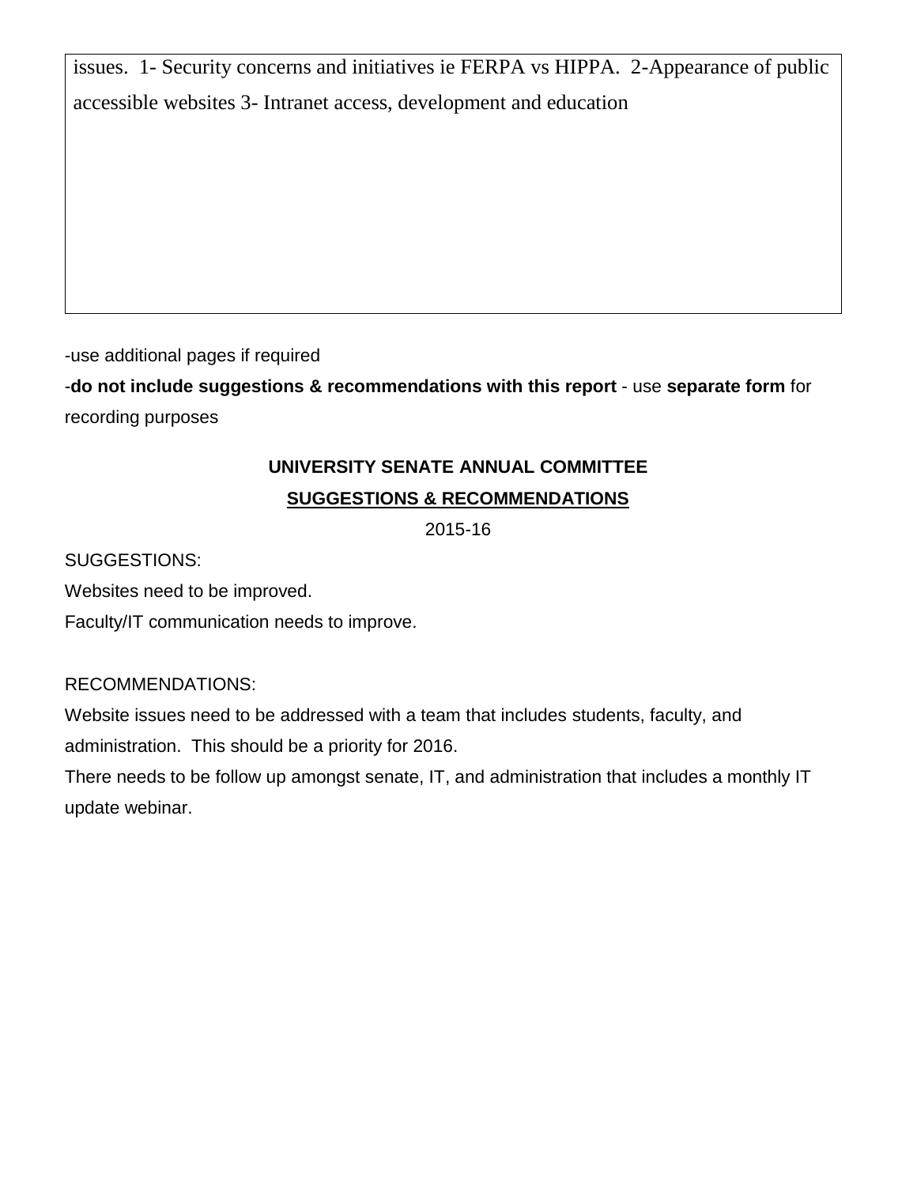issues. 1- Security concerns and initiatives ie FERPA vs HIPPA. 2-Appearance of public accessible websites 3- Intranet access, development and education

-use additional pages if required

-**do not include suggestions & recommendations with this report** - use **separate form** for recording purposes

## UNIVERSITY SENATE ANNUAL COMMITTEE

## SUGGESTIONS & RECOMMENDATIONS

2015-16

SUGGESTIONS:

Websites need to be improved.

Faculty/IT communication needs to improve.

RECOMMENDATIONS:

Website issues need to be addressed with a team that includes students, faculty, and administration. This should be a priority for 2016.

There needs to be follow up amongst senate, IT, and administration that includes a monthly IT update webinar.